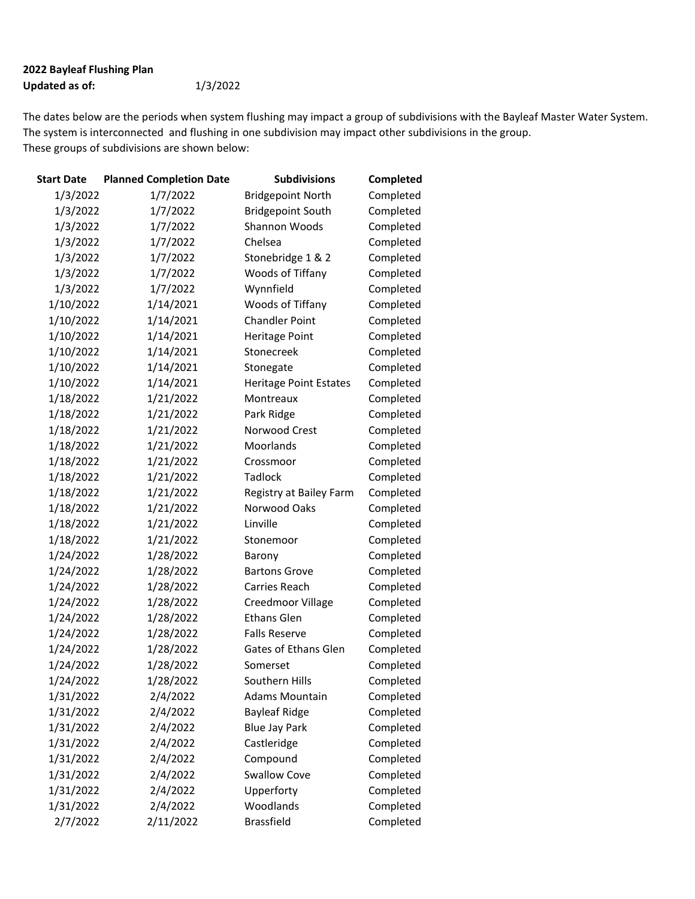**2022 Bayleaf Flushing Plan**
**Updated as of:** 1/3/2022

The dates below are the periods when system flushing may impact a group of subdivisions with the Bayleaf Master Water System.
The system is interconnected and flushing in one subdivision may impact other subdivisions in the group.
These groups of subdivisions are shown below:

| Start Date | Planned Completion Date | Subdivisions | Completed |
|---|---|---|---|
| 1/3/2022 | 1/7/2022 | Bridgepoint North | Completed |
| 1/3/2022 | 1/7/2022 | Bridgepoint South | Completed |
| 1/3/2022 | 1/7/2022 | Shannon Woods | Completed |
| 1/3/2022 | 1/7/2022 | Chelsea | Completed |
| 1/3/2022 | 1/7/2022 | Stonebridge 1 & 2 | Completed |
| 1/3/2022 | 1/7/2022 | Woods of Tiffany | Completed |
| 1/3/2022 | 1/7/2022 | Wynnfield | Completed |
| 1/10/2022 | 1/14/2021 | Woods of Tiffany | Completed |
| 1/10/2022 | 1/14/2021 | Chandler Point | Completed |
| 1/10/2022 | 1/14/2021 | Heritage Point | Completed |
| 1/10/2022 | 1/14/2021 | Stonecreek | Completed |
| 1/10/2022 | 1/14/2021 | Stonegate | Completed |
| 1/10/2022 | 1/14/2021 | Heritage Point Estates | Completed |
| 1/18/2022 | 1/21/2022 | Montreaux | Completed |
| 1/18/2022 | 1/21/2022 | Park Ridge | Completed |
| 1/18/2022 | 1/21/2022 | Norwood Crest | Completed |
| 1/18/2022 | 1/21/2022 | Moorlands | Completed |
| 1/18/2022 | 1/21/2022 | Crossmoor | Completed |
| 1/18/2022 | 1/21/2022 | Tadlock | Completed |
| 1/18/2022 | 1/21/2022 | Registry at Bailey Farm | Completed |
| 1/18/2022 | 1/21/2022 | Norwood Oaks | Completed |
| 1/18/2022 | 1/21/2022 | Linville | Completed |
| 1/18/2022 | 1/21/2022 | Stonemoor | Completed |
| 1/24/2022 | 1/28/2022 | Barony | Completed |
| 1/24/2022 | 1/28/2022 | Bartons Grove | Completed |
| 1/24/2022 | 1/28/2022 | Carries Reach | Completed |
| 1/24/2022 | 1/28/2022 | Creedmoor Village | Completed |
| 1/24/2022 | 1/28/2022 | Ethans Glen | Completed |
| 1/24/2022 | 1/28/2022 | Falls Reserve | Completed |
| 1/24/2022 | 1/28/2022 | Gates of Ethans Glen | Completed |
| 1/24/2022 | 1/28/2022 | Somerset | Completed |
| 1/24/2022 | 1/28/2022 | Southern Hills | Completed |
| 1/31/2022 | 2/4/2022 | Adams Mountain | Completed |
| 1/31/2022 | 2/4/2022 | Bayleaf Ridge | Completed |
| 1/31/2022 | 2/4/2022 | Blue Jay Park | Completed |
| 1/31/2022 | 2/4/2022 | Castleridge | Completed |
| 1/31/2022 | 2/4/2022 | Compound | Completed |
| 1/31/2022 | 2/4/2022 | Swallow Cove | Completed |
| 1/31/2022 | 2/4/2022 | Upperforty | Completed |
| 1/31/2022 | 2/4/2022 | Woodlands | Completed |
| 2/7/2022 | 2/11/2022 | Brassfield | Completed |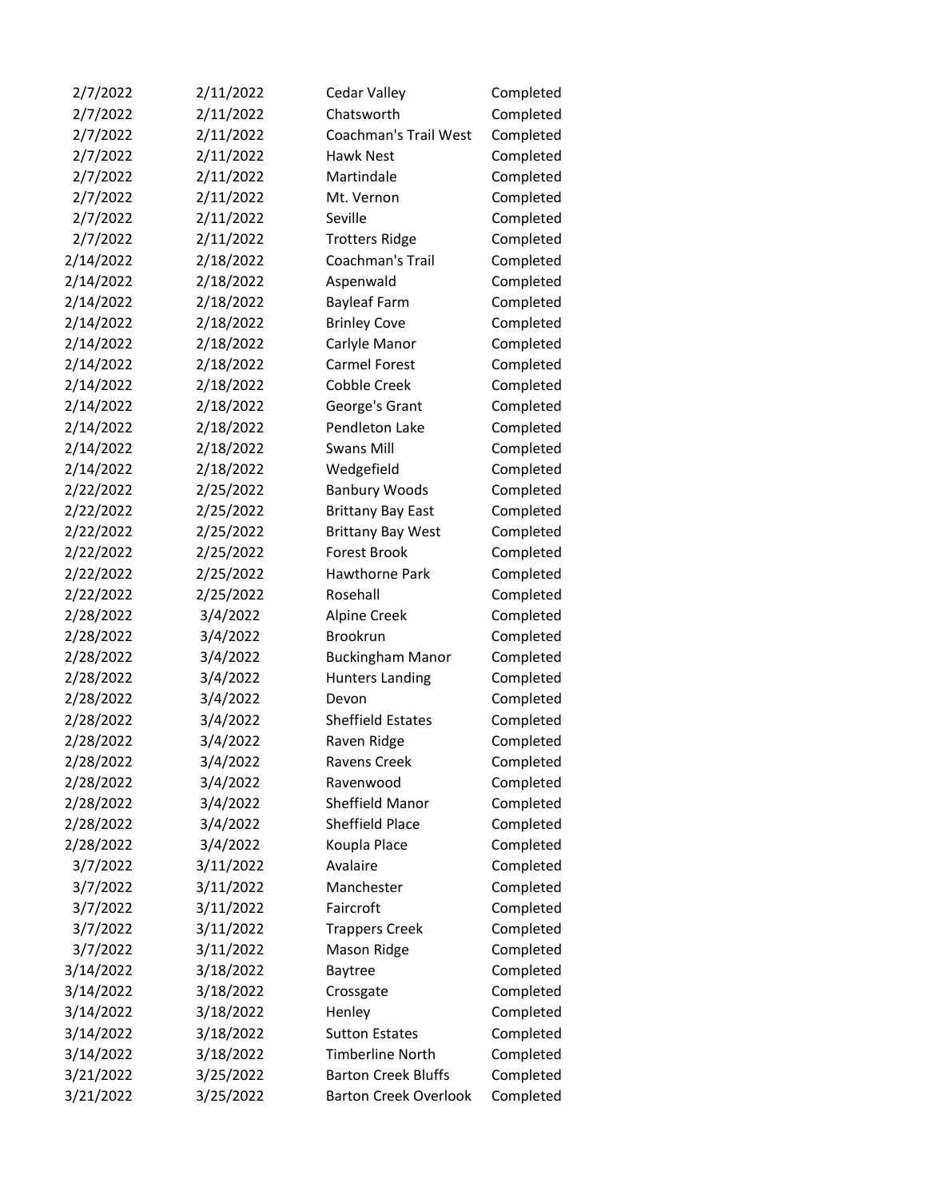| | | | |
|---|---|---|---|
| 2/7/2022 | 2/11/2022 | Cedar Valley | Completed |
| 2/7/2022 | 2/11/2022 | Chatsworth | Completed |
| 2/7/2022 | 2/11/2022 | Coachman's Trail West | Completed |
| 2/7/2022 | 2/11/2022 | Hawk Nest | Completed |
| 2/7/2022 | 2/11/2022 | Martindale | Completed |
| 2/7/2022 | 2/11/2022 | Mt. Vernon | Completed |
| 2/7/2022 | 2/11/2022 | Seville | Completed |
| 2/7/2022 | 2/11/2022 | Trotters Ridge | Completed |
| 2/14/2022 | 2/18/2022 | Coachman's Trail | Completed |
| 2/14/2022 | 2/18/2022 | Aspenwald | Completed |
| 2/14/2022 | 2/18/2022 | Bayleaf Farm | Completed |
| 2/14/2022 | 2/18/2022 | Brinley Cove | Completed |
| 2/14/2022 | 2/18/2022 | Carlyle Manor | Completed |
| 2/14/2022 | 2/18/2022 | Carmel Forest | Completed |
| 2/14/2022 | 2/18/2022 | Cobble Creek | Completed |
| 2/14/2022 | 2/18/2022 | George's Grant | Completed |
| 2/14/2022 | 2/18/2022 | Pendleton Lake | Completed |
| 2/14/2022 | 2/18/2022 | Swans Mill | Completed |
| 2/14/2022 | 2/18/2022 | Wedgefield | Completed |
| 2/22/2022 | 2/25/2022 | Banbury Woods | Completed |
| 2/22/2022 | 2/25/2022 | Brittany Bay East | Completed |
| 2/22/2022 | 2/25/2022 | Brittany Bay West | Completed |
| 2/22/2022 | 2/25/2022 | Forest Brook | Completed |
| 2/22/2022 | 2/25/2022 | Hawthorne Park | Completed |
| 2/22/2022 | 2/25/2022 | Rosehall | Completed |
| 2/28/2022 | 3/4/2022 | Alpine Creek | Completed |
| 2/28/2022 | 3/4/2022 | Brookrun | Completed |
| 2/28/2022 | 3/4/2022 | Buckingham Manor | Completed |
| 2/28/2022 | 3/4/2022 | Hunters Landing | Completed |
| 2/28/2022 | 3/4/2022 | Devon | Completed |
| 2/28/2022 | 3/4/2022 | Sheffield Estates | Completed |
| 2/28/2022 | 3/4/2022 | Raven Ridge | Completed |
| 2/28/2022 | 3/4/2022 | Ravens Creek | Completed |
| 2/28/2022 | 3/4/2022 | Ravenwood | Completed |
| 2/28/2022 | 3/4/2022 | Sheffield Manor | Completed |
| 2/28/2022 | 3/4/2022 | Sheffield Place | Completed |
| 2/28/2022 | 3/4/2022 | Koupla Place | Completed |
| 3/7/2022 | 3/11/2022 | Avalaire | Completed |
| 3/7/2022 | 3/11/2022 | Manchester | Completed |
| 3/7/2022 | 3/11/2022 | Faircroft | Completed |
| 3/7/2022 | 3/11/2022 | Trappers Creek | Completed |
| 3/7/2022 | 3/11/2022 | Mason Ridge | Completed |
| 3/14/2022 | 3/18/2022 | Baytree | Completed |
| 3/14/2022 | 3/18/2022 | Crossgate | Completed |
| 3/14/2022 | 3/18/2022 | Henley | Completed |
| 3/14/2022 | 3/18/2022 | Sutton Estates | Completed |
| 3/14/2022 | 3/18/2022 | Timberline North | Completed |
| 3/21/2022 | 3/25/2022 | Barton Creek Bluffs | Completed |
| 3/21/2022 | 3/25/2022 | Barton Creek Overlook | Completed |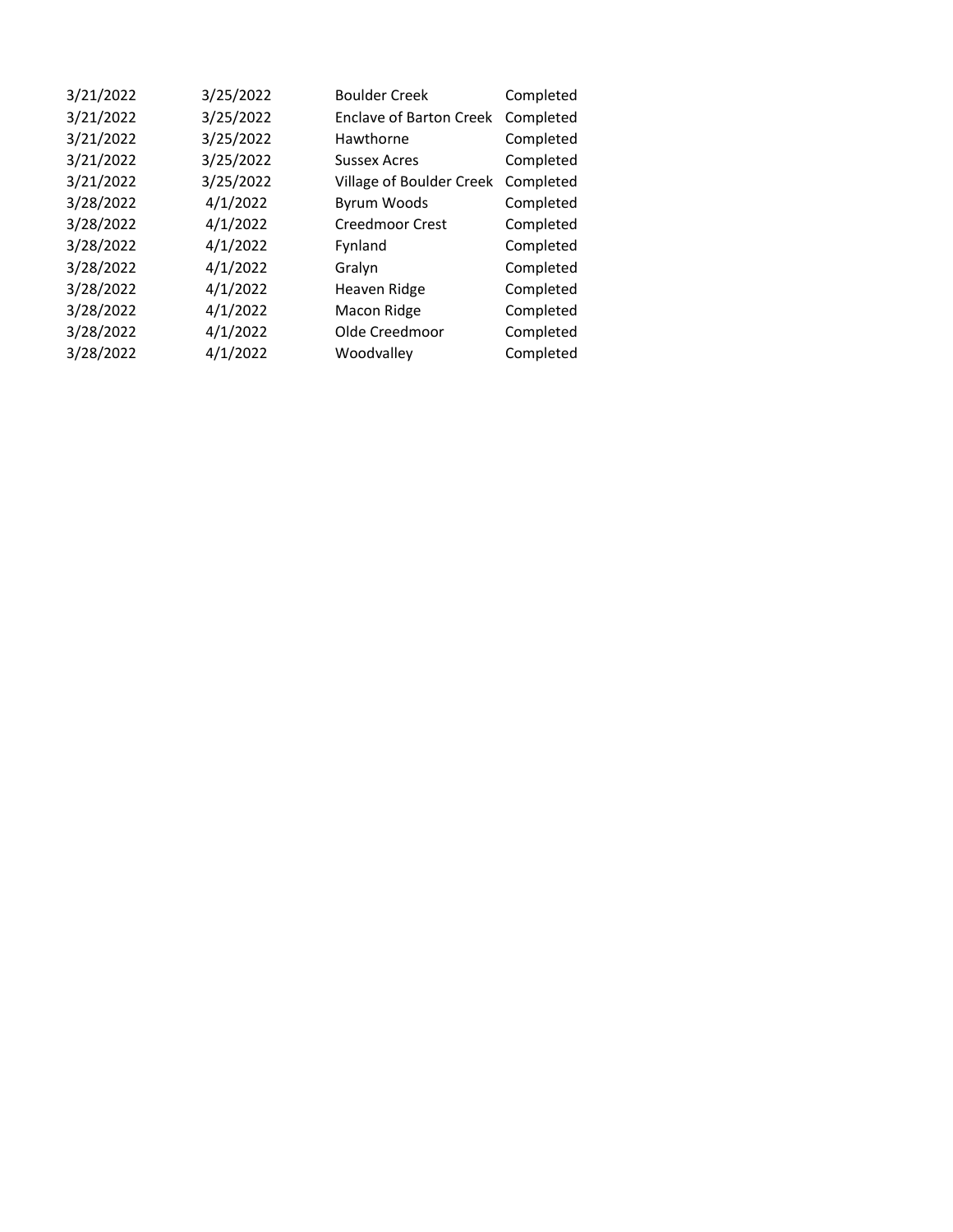| | | | |
|---|---|---|---|
| 3/21/2022 | 3/25/2022 | Boulder Creek | Completed |
| 3/21/2022 | 3/25/2022 | Enclave of Barton Creek | Completed |
| 3/21/2022 | 3/25/2022 | Hawthorne | Completed |
| 3/21/2022 | 3/25/2022 | Sussex Acres | Completed |
| 3/21/2022 | 3/25/2022 | Village of Boulder Creek | Completed |
| 3/28/2022 | 4/1/2022 | Byrum Woods | Completed |
| 3/28/2022 | 4/1/2022 | Creedmoor Crest | Completed |
| 3/28/2022 | 4/1/2022 | Fynland | Completed |
| 3/28/2022 | 4/1/2022 | Gralyn | Completed |
| 3/28/2022 | 4/1/2022 | Heaven Ridge | Completed |
| 3/28/2022 | 4/1/2022 | Macon Ridge | Completed |
| 3/28/2022 | 4/1/2022 | Olde Creedmoor | Completed |
| 3/28/2022 | 4/1/2022 | Woodvalley | Completed |